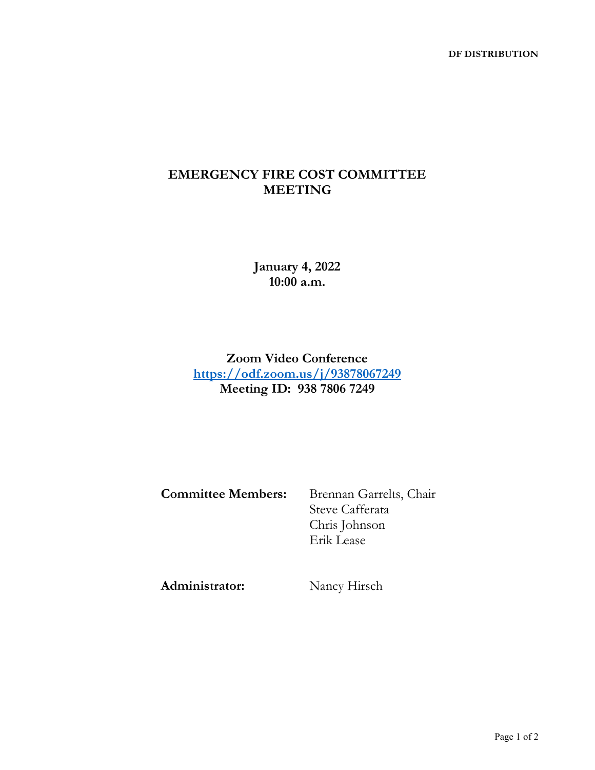**DF DISTRIBUTION**

# EMERGENCY FIRE COST COMMITTEE MEETING

**January 4, 2022**
**10:00 a.m.**

**Zoom Video Conference**
**[https://odf.zoom.us/j/93878067249](https://odf.zoom.us/j/93878067249)**
**Meeting ID: 938 7806 7249**

**Committee Members:** Brennan Garrelts, Chair
Steve Cafferata
Chris Johnson
Erik Lease

**Administrator:** Nancy Hirsch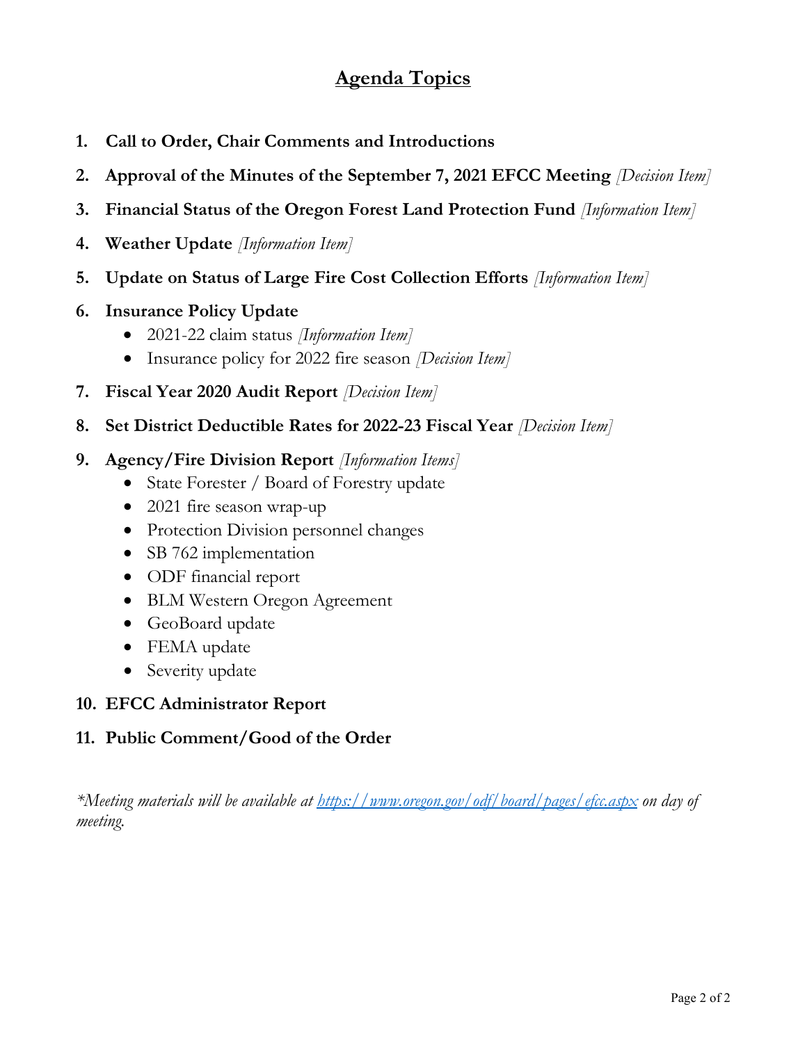## Agenda Topics

1. **Call to Order, Chair Comments and Introductions**
2. **Approval of the Minutes of the September 7, 2021 EFCC Meeting** *[Decision Item]*
3. **Financial Status of the Oregon Forest Land Protection Fund** *[Information Item]*
4. **Weather Update** *[Information Item]*
5. **Update on Status of Large Fire Cost Collection Efforts** *[Information Item]*
6. **Insurance Policy Update**
   - 2021-22 claim status *[Information Item]*
   - Insurance policy for 2022 fire season *[Decision Item]*
7. **Fiscal Year 2020 Audit Report** *[Decision Item]*
8. **Set District Deductible Rates for 2022-23 Fiscal Year** *[Decision Item]*
9. **Agency/Fire Division Report** *[Information Items]*
   - State Forester / Board of Forestry update
   - 2021 fire season wrap-up
   - Protection Division personnel changes
   - SB 762 implementation
   - ODF financial report
   - BLM Western Oregon Agreement
   - GeoBoard update
   - FEMA update
   - Severity update
10. **EFCC Administrator Report**
11. **Public Comment/Good of the Order**

*\*Meeting materials will be available at [https://www.oregon.gov/odf/board/pages/efcc.aspx](https://www.oregon.gov/odf/board/pages/efcc.aspx) on day of meeting.*